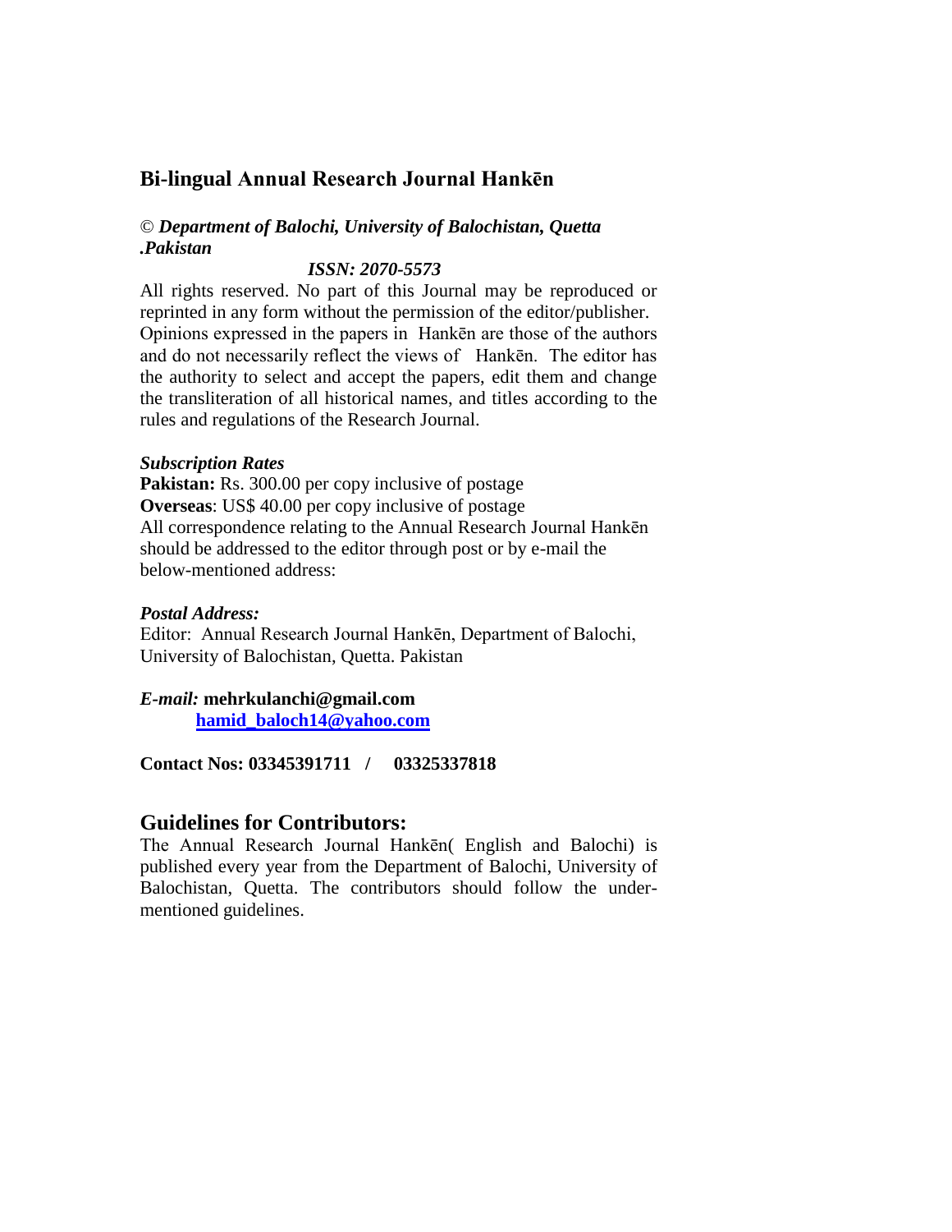## Bi-lingual Annual Research Journal Hankēn

© ***Department of Balochi, University of Balochistan, Quetta .Pakistan***

***ISSN: 2070-5573***

All rights reserved. No part of this Journal may be reproduced or reprinted in any form without the permission of the editor/publisher. Opinions expressed in the papers in Hankēn are those of the authors and do not necessarily reflect the views of Hankēn. The editor has the authority to select and accept the papers, edit them and change the transliteration of all historical names, and titles according to the rules and regulations of the Research Journal.

***Subscription Rates***

**Pakistan:** Rs. 300.00 per copy inclusive of postage
**Overseas**: US$ 40.00 per copy inclusive of postage
All correspondence relating to the Annual Research Journal Hankēn should be addressed to the editor through post or by e-mail the below-mentioned address:

***Postal Address:***

Editor: Annual Research Journal Hankēn, Department of Balochi, University of Balochistan, Quetta. Pakistan

***E-mail:*** **mehrkulanchi@gmail.com**
**hamid_baloch14@yahoo.com**

**Contact Nos: 03345391711 / 03325337818**

## Guidelines for Contributors:

The Annual Research Journal Hankēn( English and Balochi) is published every year from the Department of Balochi, University of Balochistan, Quetta. The contributors should follow the under-mentioned guidelines.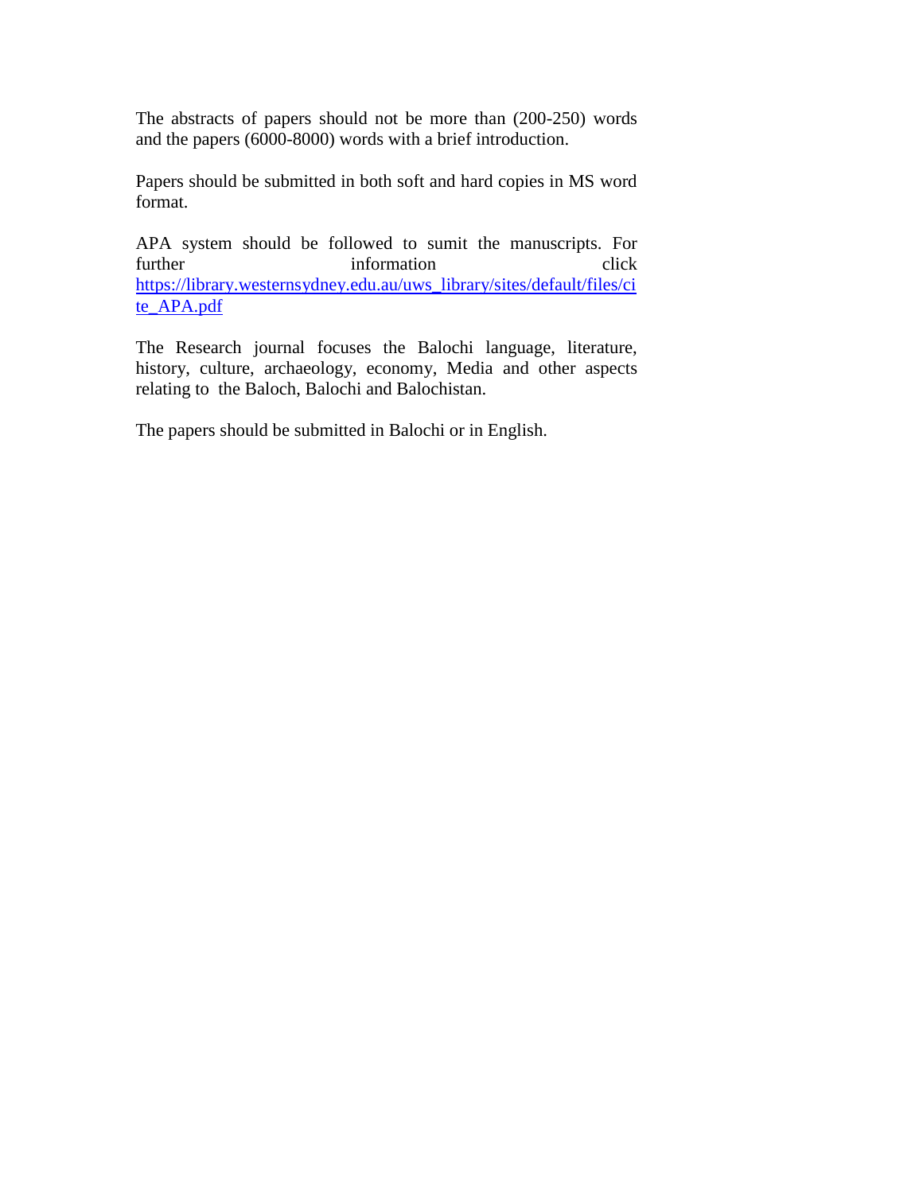The abstracts of papers should not be more than (200-250) words and the papers (6000-8000) words with a brief introduction.

Papers should be submitted in both soft and hard copies in MS word format.

APA system should be followed to sumit the manuscripts. For further information click https://library.westernsydney.edu.au/uws_library/sites/default/files/cite_APA.pdf

The Research journal focuses the Balochi language, literature, history, culture, archaeology, economy, Media and other aspects relating to the Baloch, Balochi and Balochistan.

The papers should be submitted in Balochi or in English.